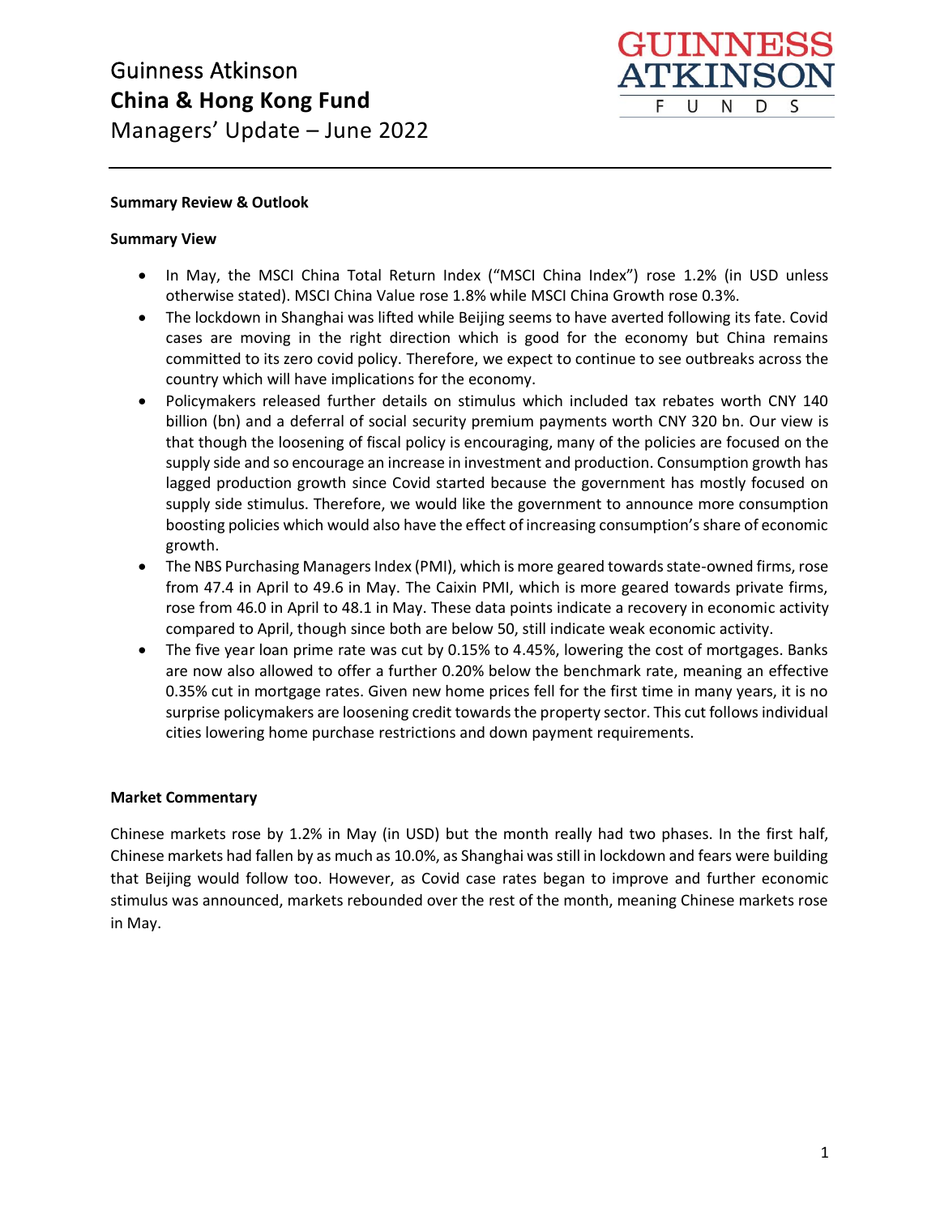# Guinness Atkinson
# **China & Hong Kong Fund**
## Managers' Update – June 2022

**Summary Review & Outlook**

**Summary View**

- In May, the MSCI China Total Return Index ("MSCI China Index") rose 1.2% (in USD unless otherwise stated). MSCI China Value rose 1.8% while MSCI China Growth rose 0.3%.
- The lockdown in Shanghai was lifted while Beijing seems to have averted following its fate. Covid cases are moving in the right direction which is good for the economy but China remains committed to its zero covid policy. Therefore, we expect to continue to see outbreaks across the country which will have implications for the economy.
- Policymakers released further details on stimulus which included tax rebates worth CNY 140 billion (bn) and a deferral of social security premium payments worth CNY 320 bn. Our view is that though the loosening of fiscal policy is encouraging, many of the policies are focused on the supply side and so encourage an increase in investment and production. Consumption growth has lagged production growth since Covid started because the government has mostly focused on supply side stimulus. Therefore, we would like the government to announce more consumption boosting policies which would also have the effect of increasing consumption's share of economic growth.
- The NBS Purchasing Managers Index (PMI), which is more geared towards state-owned firms, rose from 47.4 in April to 49.6 in May. The Caixin PMI, which is more geared towards private firms, rose from 46.0 in April to 48.1 in May. These data points indicate a recovery in economic activity compared to April, though since both are below 50, still indicate weak economic activity.
- The five year loan prime rate was cut by 0.15% to 4.45%, lowering the cost of mortgages. Banks are now also allowed to offer a further 0.20% below the benchmark rate, meaning an effective 0.35% cut in mortgage rates. Given new home prices fell for the first time in many years, it is no surprise policymakers are loosening credit towards the property sector. This cut follows individual cities lowering home purchase restrictions and down payment requirements.

**Market Commentary**

Chinese markets rose by 1.2% in May (in USD) but the month really had two phases. In the first half, Chinese markets had fallen by as much as 10.0%, as Shanghai was still in lockdown and fears were building that Beijing would follow too. However, as Covid case rates began to improve and further economic stimulus was announced, markets rebounded over the rest of the month, meaning Chinese markets rose in May.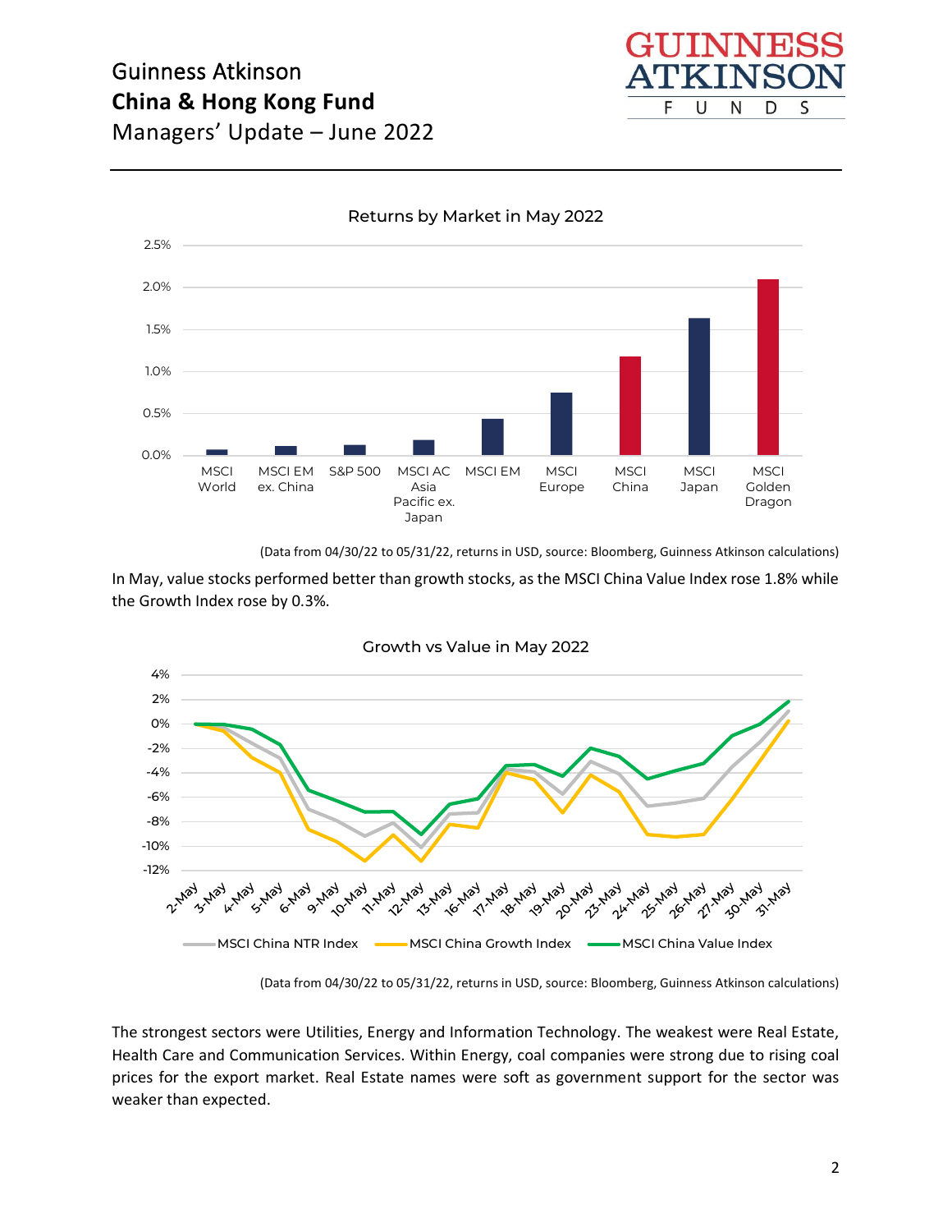Returns by Market in May 2022

(Data from 04/30/22 to 05/31/22, returns in USD, source: Bloomberg, Guinness Atkinson calculations)

In May, value stocks performed better than growth stocks, as the MSCI China Value Index rose 1.8% while the Growth Index rose by 0.3%.

Growth vs Value in May 2022

(Data from 04/30/22 to 05/31/22, returns in USD, source: Bloomberg, Guinness Atkinson calculations)

The strongest sectors were Utilities, Energy and Information Technology. The weakest were Real Estate, Health Care and Communication Services. Within Energy, coal companies were strong due to rising coal prices for the export market. Real Estate names were soft as government support for the sector was weaker than expected.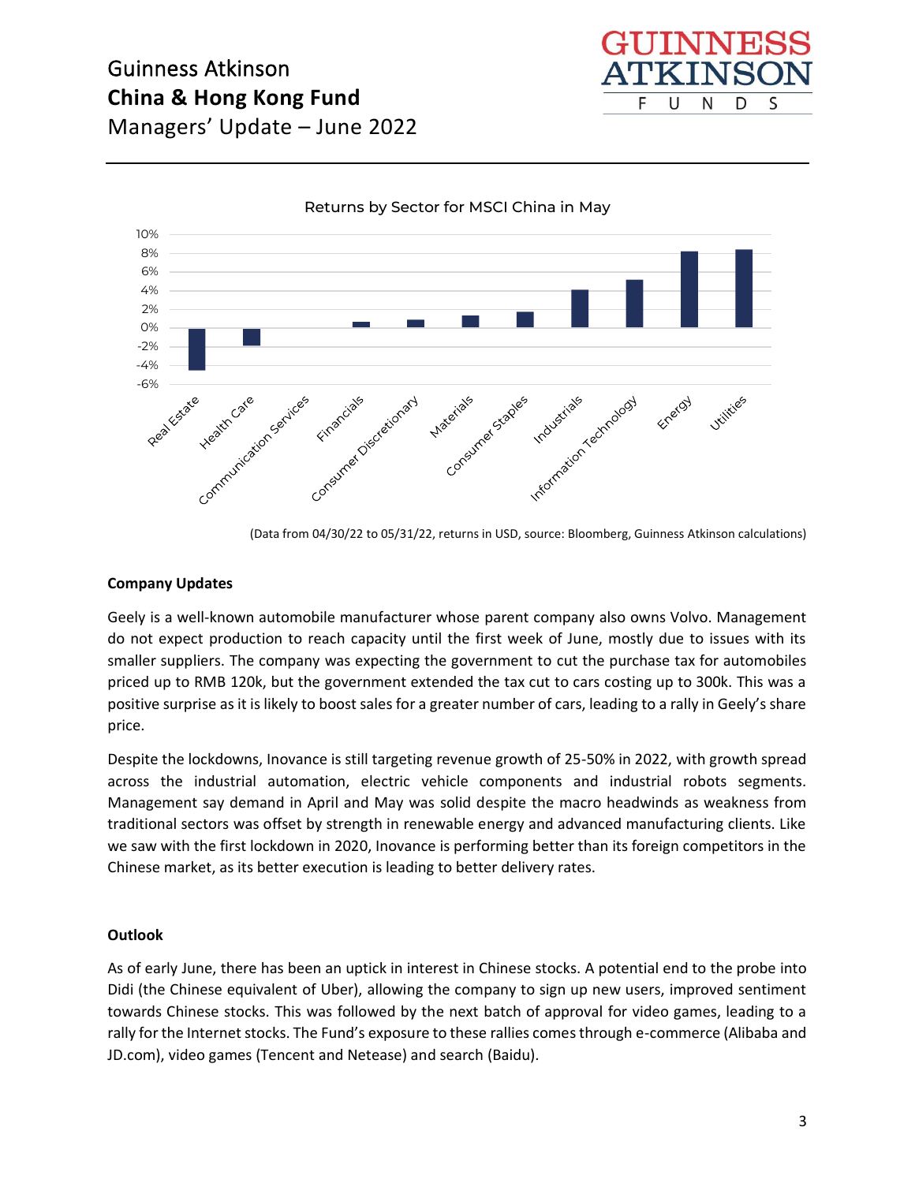Returns by Sector for MSCI China in May

(Data from 04/30/22 to 05/31/22, returns in USD, source: Bloomberg, Guinness Atkinson calculations)

**Company Updates**

Geely is a well-known automobile manufacturer whose parent company also owns Volvo. Management do not expect production to reach capacity until the first week of June, mostly due to issues with its smaller suppliers. The company was expecting the government to cut the purchase tax for automobiles priced up to RMB 120k, but the government extended the tax cut to cars costing up to 300k. This was a positive surprise as it is likely to boost sales for a greater number of cars, leading to a rally in Geely's share price.

Despite the lockdowns, Inovance is still targeting revenue growth of 25-50% in 2022, with growth spread across the industrial automation, electric vehicle components and industrial robots segments. Management say demand in April and May was solid despite the macro headwinds as weakness from traditional sectors was offset by strength in renewable energy and advanced manufacturing clients. Like we saw with the first lockdown in 2020, Inovance is performing better than its foreign competitors in the Chinese market, as its better execution is leading to better delivery rates.

**Outlook**

As of early June, there has been an uptick in interest in Chinese stocks. A potential end to the probe into Didi (the Chinese equivalent of Uber), allowing the company to sign up new users, improved sentiment towards Chinese stocks. This was followed by the next batch of approval for video games, leading to a rally for the Internet stocks. The Fund's exposure to these rallies comes through e-commerce (Alibaba and JD.com), video games (Tencent and Netease) and search (Baidu).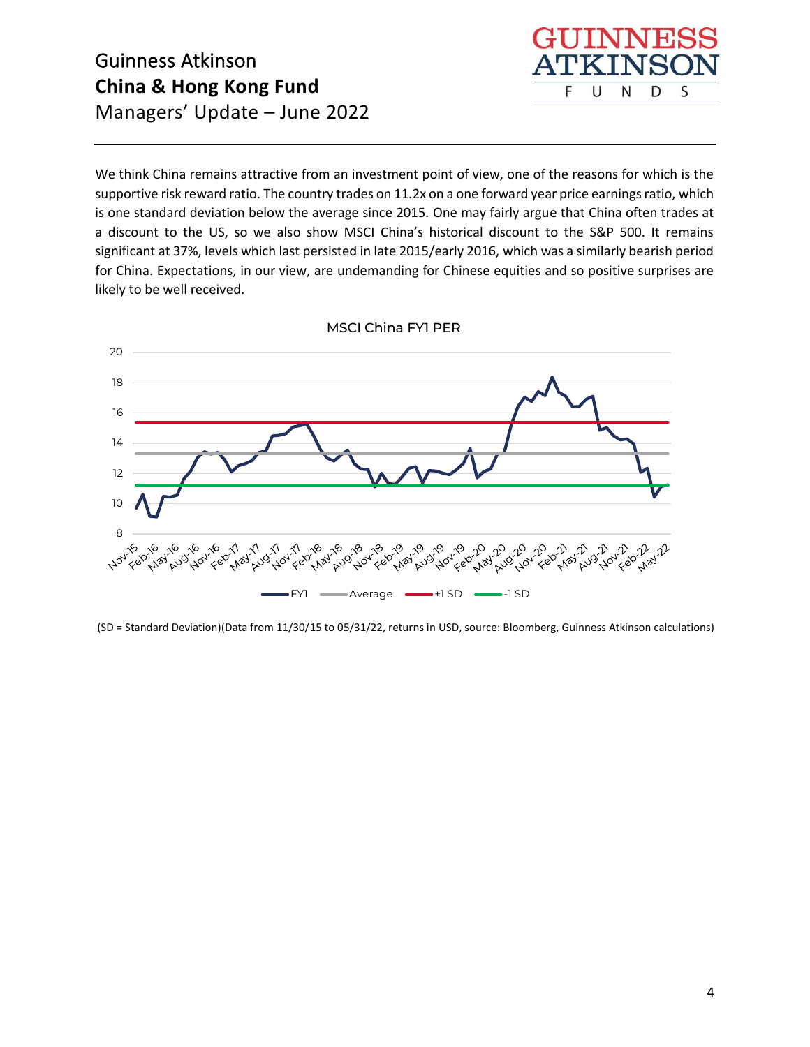We think China remains attractive from an investment point of view, one of the reasons for which is the supportive risk reward ratio. The country trades on 11.2x on a one forward year price earnings ratio, which is one standard deviation below the average since 2015. One may fairly argue that China often trades at a discount to the US, so we also show MSCI China's historical discount to the S&P 500. It remains significant at 37%, levels which last persisted in late 2015/early 2016, which was a similarly bearish period for China. Expectations, in our view, are undemanding for Chinese equities and so positive surprises are likely to be well received.

MSCI China FY1 PER

(SD = Standard Deviation)(Data from 11/30/15 to 05/31/22, returns in USD, source: Bloomberg, Guinness Atkinson calculations)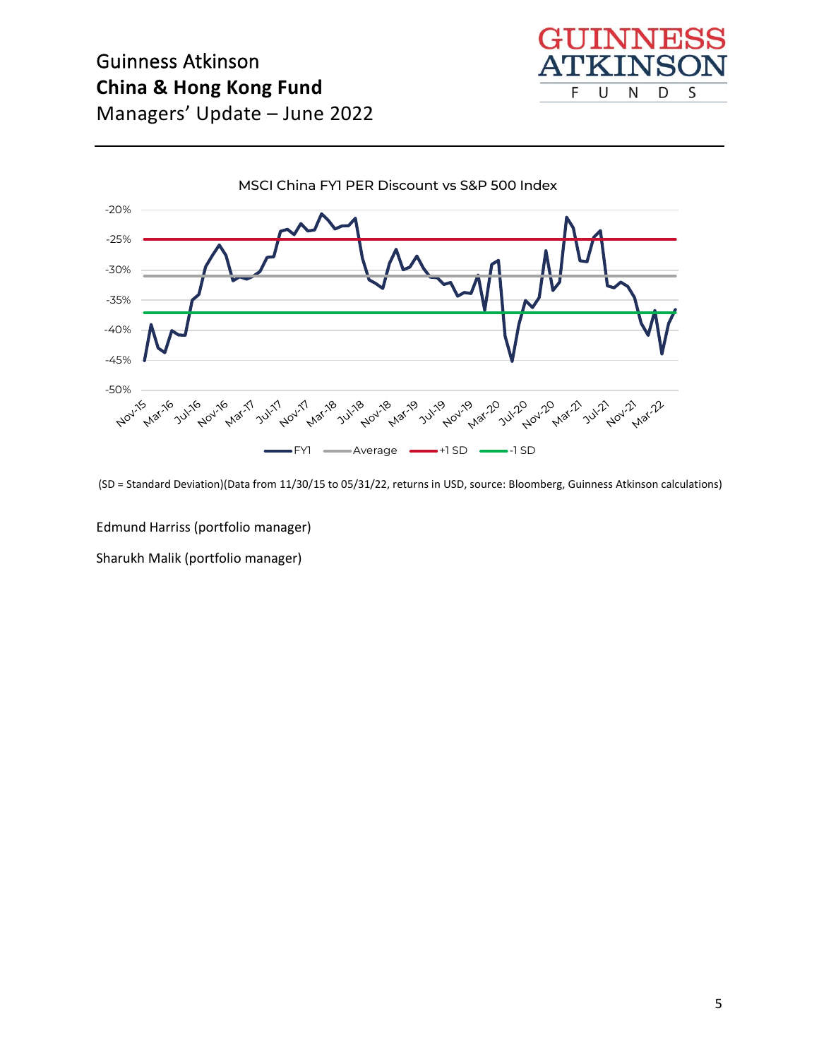MSCI China FY1 PER Discount vs S&P 500 Index

(SD = Standard Deviation)(Data from 11/30/15 to 05/31/22, returns in USD, source: Bloomberg, Guinness Atkinson calculations)

Edmund Harriss (portfolio manager)

Sharukh Malik (portfolio manager)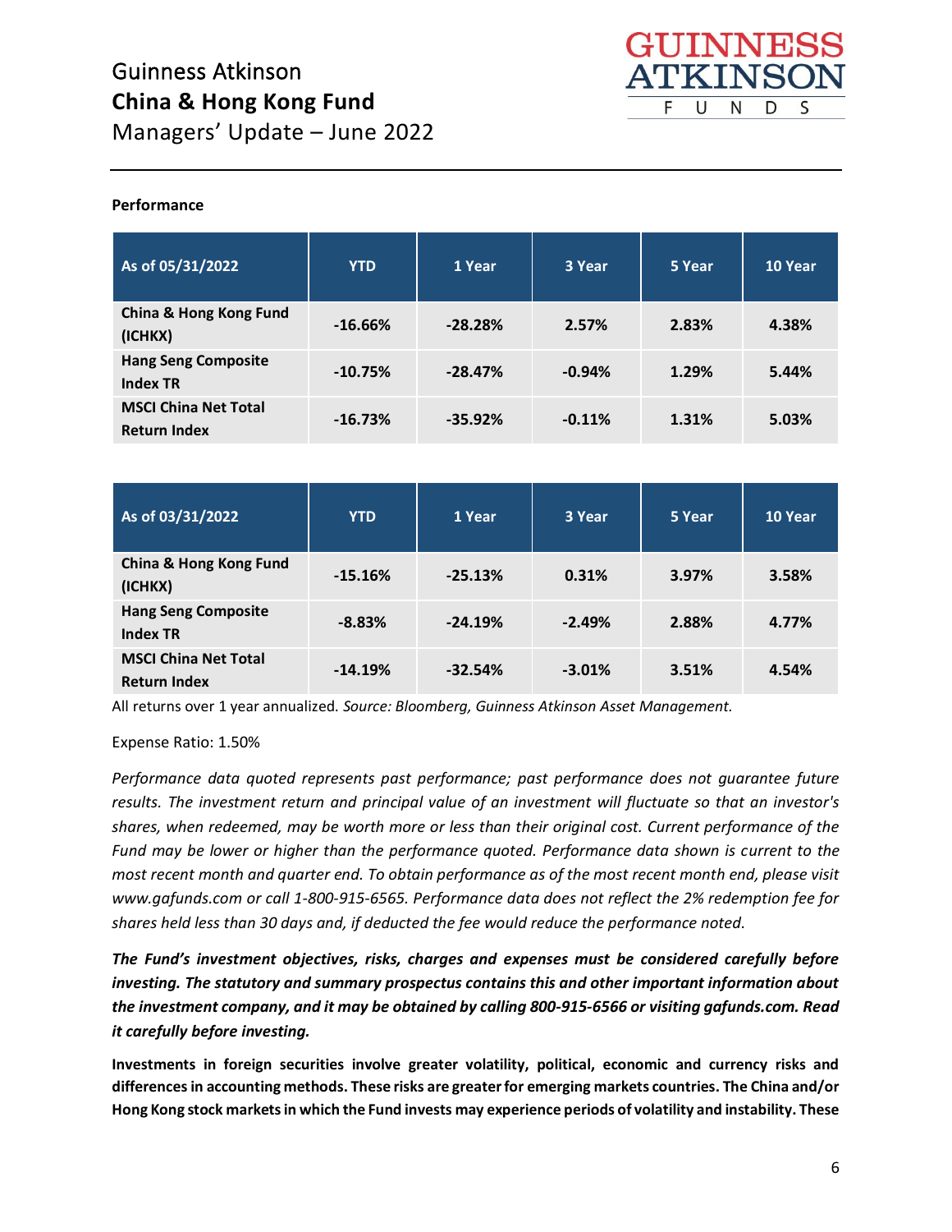**Performance**

| As of 05/31/2022 | YTD | 1 Year | 3 Year | 5 Year | 10 Year |
|---|---|---|---|---|---|
| **China & Hong Kong Fund (ICHKX)** | **-16.66%** | **-28.28%** | **2.57%** | **2.83%** | **4.38%** |
| **Hang Seng Composite Index TR** | **-10.75%** | **-28.47%** | **-0.94%** | **1.29%** | **5.44%** |
| **MSCI China Net Total Return Index** | **-16.73%** | **-35.92%** | **-0.11%** | **1.31%** | **5.03%** |

| As of 03/31/2022 | YTD | 1 Year | 3 Year | 5 Year | 10 Year |
|---|---|---|---|---|---|
| **China & Hong Kong Fund (ICHKX)** | **-15.16%** | **-25.13%** | **0.31%** | **3.97%** | **3.58%** |
| **Hang Seng Composite Index TR** | **-8.83%** | **-24.19%** | **-2.49%** | **2.88%** | **4.77%** |
| **MSCI China Net Total Return Index** | **-14.19%** | **-32.54%** | **-3.01%** | **3.51%** | **4.54%** |

All returns over 1 year annualized. *Source: Bloomberg, Guinness Atkinson Asset Management.*

Expense Ratio: 1.50%

*Performance data quoted represents past performance; past performance does not guarantee future results. The investment return and principal value of an investment will fluctuate so that an investor's shares, when redeemed, may be worth more or less than their original cost. Current performance of the Fund may be lower or higher than the performance quoted. Performance data shown is current to the most recent month and quarter end. To obtain performance as of the most recent month end, please visit www.gafunds.com or call 1-800-915-6565. Performance data does not reflect the 2% redemption fee for shares held less than 30 days and, if deducted the fee would reduce the performance noted.*

***The Fund's investment objectives, risks, charges and expenses must be considered carefully before investing. The statutory and summary prospectus contains this and other important information about the investment company, and it may be obtained by calling 800-915-6566 or visiting gafunds.com. Read it carefully before investing.***

**Investments in foreign securities involve greater volatility, political, economic and currency risks and differences in accounting methods. These risks are greater for emerging markets countries. The China and/or Hong Kong stock markets in which the Fund invests may experience periods of volatility and instability. These**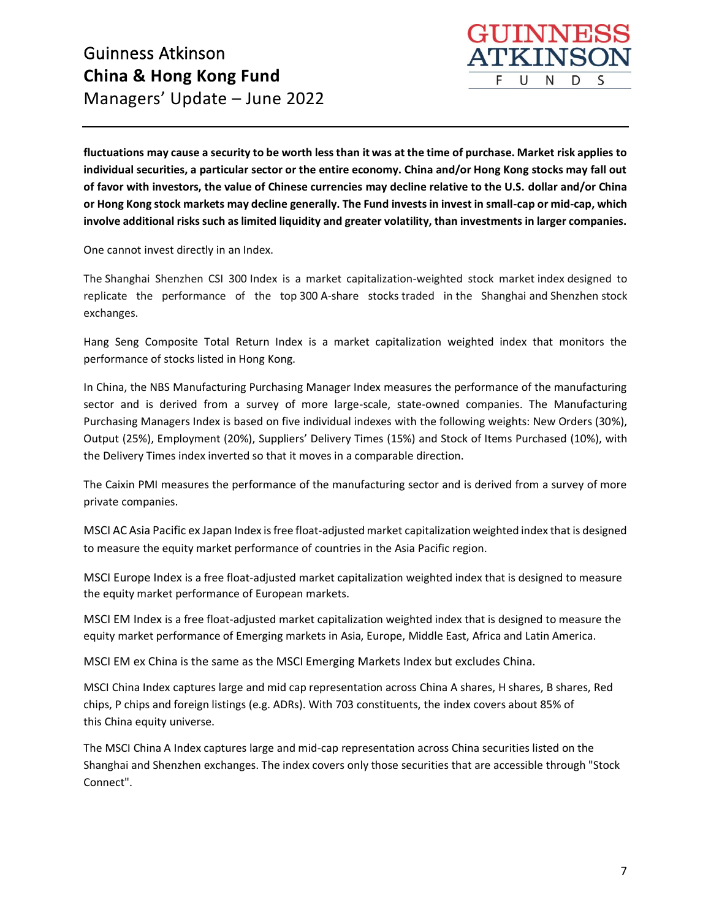**fluctuations may cause a security to be worth less than it was at the time of purchase. Market risk applies to individual securities, a particular sector or the entire economy. China and/or Hong Kong stocks may fall out of favor with investors, the value of Chinese currencies may decline relative to the U.S. dollar and/or China or Hong Kong stock markets may decline generally. The Fund invests in invest in small-cap or mid-cap, which involve additional risks such as limited liquidity and greater volatility, than investments in larger companies.**

One cannot invest directly in an Index.

The Shanghai Shenzhen CSI 300 Index is a market capitalization-weighted stock market index designed to replicate the performance of the top 300 A-share stocks traded in the Shanghai and Shenzhen stock exchanges.

Hang Seng Composite Total Return Index is a market capitalization weighted index that monitors the performance of stocks listed in Hong Kong.

In China, the NBS Manufacturing Purchasing Manager Index measures the performance of the manufacturing sector and is derived from a survey of more large-scale, state-owned companies. The Manufacturing Purchasing Managers Index is based on five individual indexes with the following weights: New Orders (30%), Output (25%), Employment (20%), Suppliers' Delivery Times (15%) and Stock of Items Purchased (10%), with the Delivery Times index inverted so that it moves in a comparable direction.

The Caixin PMI measures the performance of the manufacturing sector and is derived from a survey of more private companies.

MSCI AC Asia Pacific ex Japan Index is free float-adjusted market capitalization weighted index that is designed to measure the equity market performance of countries in the Asia Pacific region.

MSCI Europe Index is a free float-adjusted market capitalization weighted index that is designed to measure the equity market performance of European markets.

MSCI EM Index is a free float-adjusted market capitalization weighted index that is designed to measure the equity market performance of Emerging markets in Asia, Europe, Middle East, Africa and Latin America.

MSCI EM ex China is the same as the MSCI Emerging Markets Index but excludes China.

MSCI China Index captures large and mid cap representation across China A shares, H shares, B shares, Red chips, P chips and foreign listings (e.g. ADRs). With 703 constituents, the index covers about 85% of this China equity universe.

The MSCI China A Index captures large and mid-cap representation across China securities listed on the Shanghai and Shenzhen exchanges. The index covers only those securities that are accessible through "Stock Connect".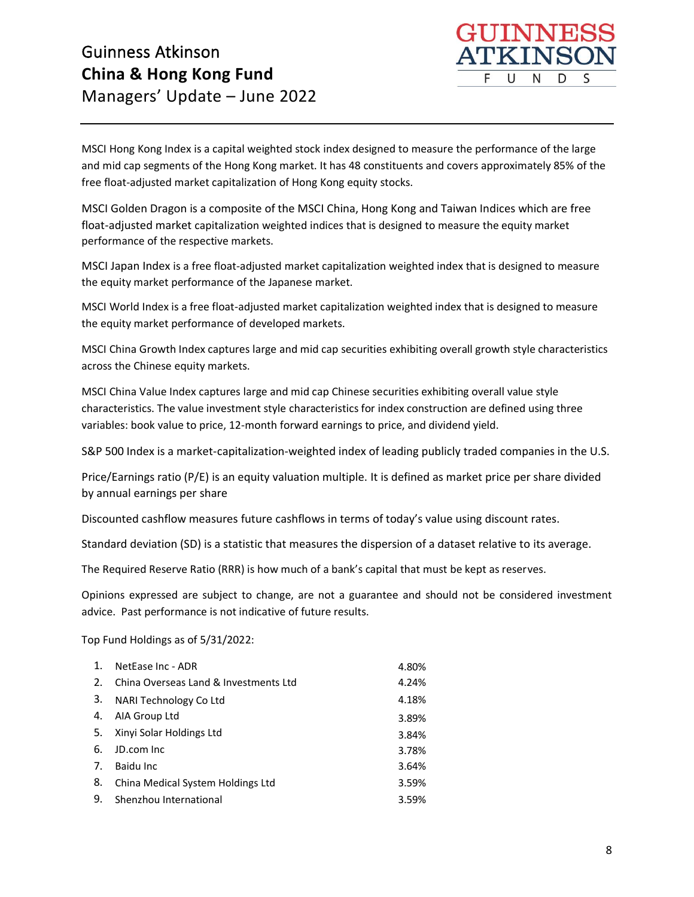MSCI Hong Kong Index is a capital weighted stock index designed to measure the performance of the large and mid cap segments of the Hong Kong market. It has 48 constituents and covers approximately 85% of the free float-adjusted market capitalization of Hong Kong equity stocks.

MSCI Golden Dragon is a composite of the MSCI China, Hong Kong and Taiwan Indices which are free float-adjusted market capitalization weighted indices that is designed to measure the equity market performance of the respective markets.

MSCI Japan Index is a free float-adjusted market capitalization weighted index that is designed to measure the equity market performance of the Japanese market.

MSCI World Index is a free float-adjusted market capitalization weighted index that is designed to measure the equity market performance of developed markets.

MSCI China Growth Index captures large and mid cap securities exhibiting overall growth style characteristics across the Chinese equity markets.

MSCI China Value Index captures large and mid cap Chinese securities exhibiting overall value style characteristics. The value investment style characteristics for index construction are defined using three variables: book value to price, 12-month forward earnings to price, and dividend yield.

S&P 500 Index is a market-capitalization-weighted index of leading publicly traded companies in the U.S.

Price/Earnings ratio (P/E) is an equity valuation multiple. It is defined as market price per share divided by annual earnings per share

Discounted cashflow measures future cashflows in terms of today's value using discount rates.

Standard deviation (SD) is a statistic that measures the dispersion of a dataset relative to its average.

The Required Reserve Ratio (RRR) is how much of a bank's capital that must be kept as reserves.

Opinions expressed are subject to change, are not a guarantee and should not be considered investment advice. Past performance is not indicative of future results.

Top Fund Holdings as of 5/31/2022:

| | Holding | Weight |
|---|---|---|
| 1. | NetEase Inc - ADR | 4.80% |
| 2. | China Overseas Land & Investments Ltd | 4.24% |
| 3. | NARI Technology Co Ltd | 4.18% |
| 4. | AIA Group Ltd | 3.89% |
| 5. | Xinyi Solar Holdings Ltd | 3.84% |
| 6. | JD.com Inc | 3.78% |
| 7. | Baidu Inc | 3.64% |
| 8. | China Medical System Holdings Ltd | 3.59% |
| 9. | Shenzhou International | 3.59% |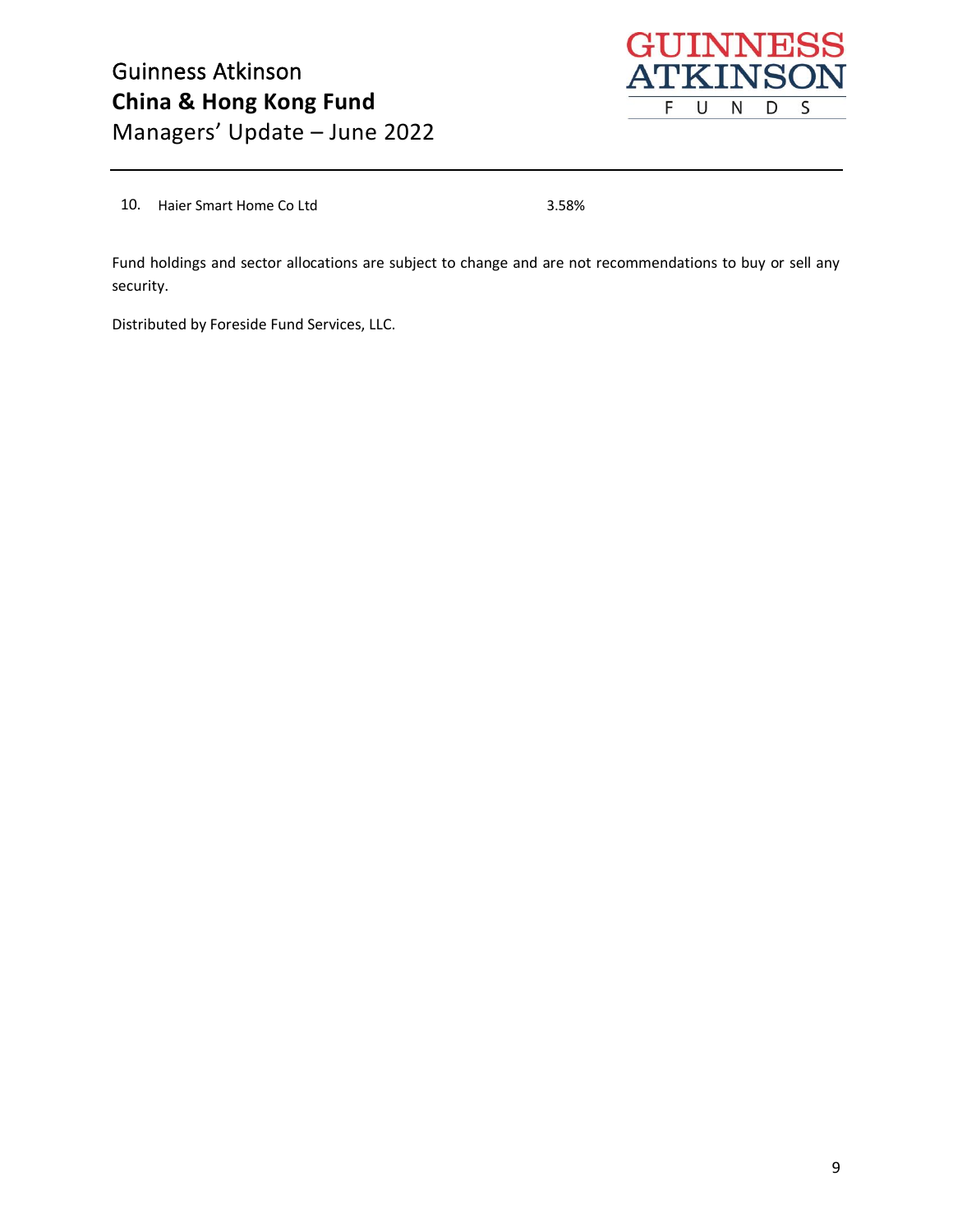| | | |
|---|---|---|
| 10. | Haier Smart Home Co Ltd | 3.58% |

Fund holdings and sector allocations are subject to change and are not recommendations to buy or sell any security.

Distributed by Foreside Fund Services, LLC.